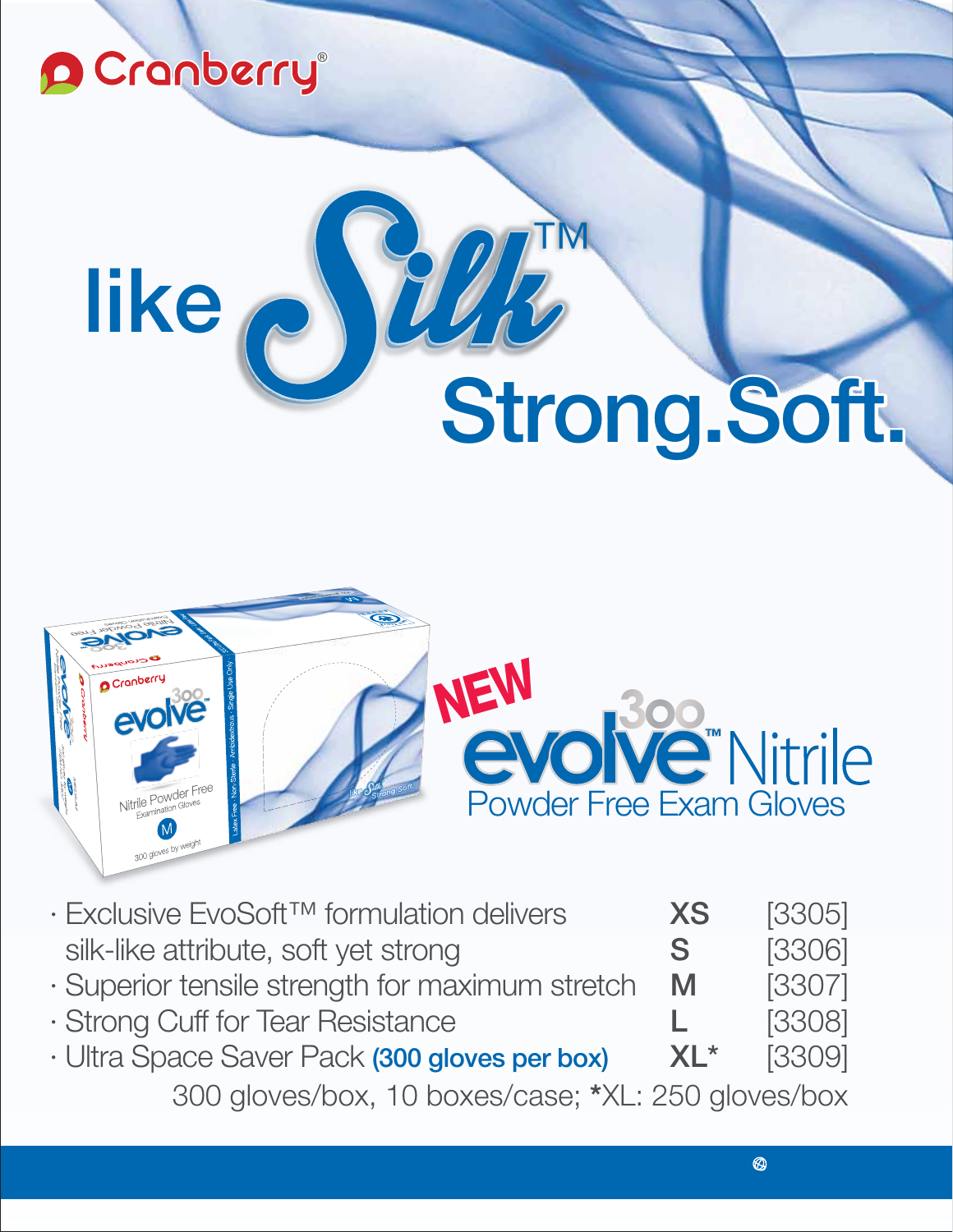Cranberry®

# like Silk™ Strong.Soft.

## NEW evolve™ 300 Nitrile

### Powder Free Exam Gloves

- Exclusive EvoSoft™ formulation delivers silk-like attribute, soft yet strong
- Superior tensile strength for maximum stretch
- Strong Cuff for Tear Resistance
- Ultra Space Saver Pack **(300 gloves per box)**

| | |
|---|---|
| **XS** | [3305] |
| **S** | [3306] |
| **M** | [3307] |
| **L** | [3308] |
| **XL*** | [3309] |

300 gloves/box, 10 boxes/case; *XL: 250 gloves/box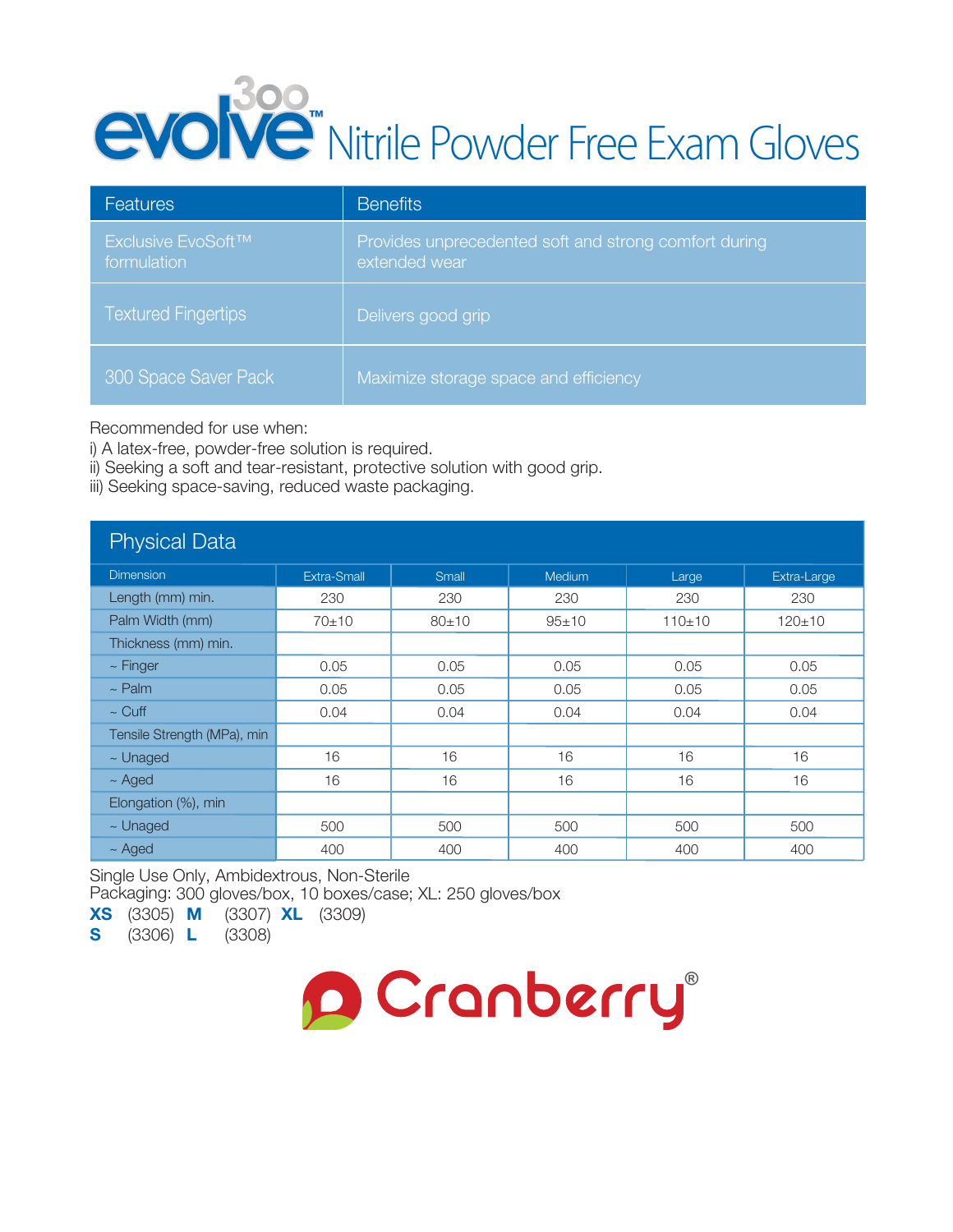# evolve™ 300 Nitrile Powder Free Exam Gloves

| Features | Benefits |
|---|---|
| Exclusive EvoSoft™ formulation | Provides unprecedented soft and strong comfort during extended wear |
| Textured Fingertips | Delivers good grip |
| 300 Space Saver Pack | Maximize storage space and efficiency |

Recommended for use when:
i) A latex-free, powder-free solution is required.
ii) Seeking a soft and tear-resistant, protective solution with good grip.
iii) Seeking space-saving, reduced waste packaging.

## Physical Data

| Dimension | Extra-Small | Small | Medium | Large | Extra-Large |
|---|---|---|---|---|---|
| Length (mm) min. | 230 | 230 | 230 | 230 | 230 |
| Palm Width (mm) | 70±10 | 80±10 | 95±10 | 110±10 | 120±10 |
| Thickness (mm) min. | | | | | |
| ~ Finger | 0.05 | 0.05 | 0.05 | 0.05 | 0.05 |
| ~ Palm | 0.05 | 0.05 | 0.05 | 0.05 | 0.05 |
| ~ Cuff | 0.04 | 0.04 | 0.04 | 0.04 | 0.04 |
| Tensile Strength (MPa), min | | | | | |
| ~ Unaged | 16 | 16 | 16 | 16 | 16 |
| ~ Aged | 16 | 16 | 16 | 16 | 16 |
| Elongation (%), min | | | | | |
| ~ Unaged | 500 | 500 | 500 | 500 | 500 |
| ~ Aged | 400 | 400 | 400 | 400 | 400 |

Single Use Only, Ambidextrous, Non-Sterile
Packaging: 300 gloves/box, 10 boxes/case; XL: 250 gloves/box

**XS** (3305) **M** (3307) **XL** (3309)
**S** (3306) **L** (3308)

Cranberry®